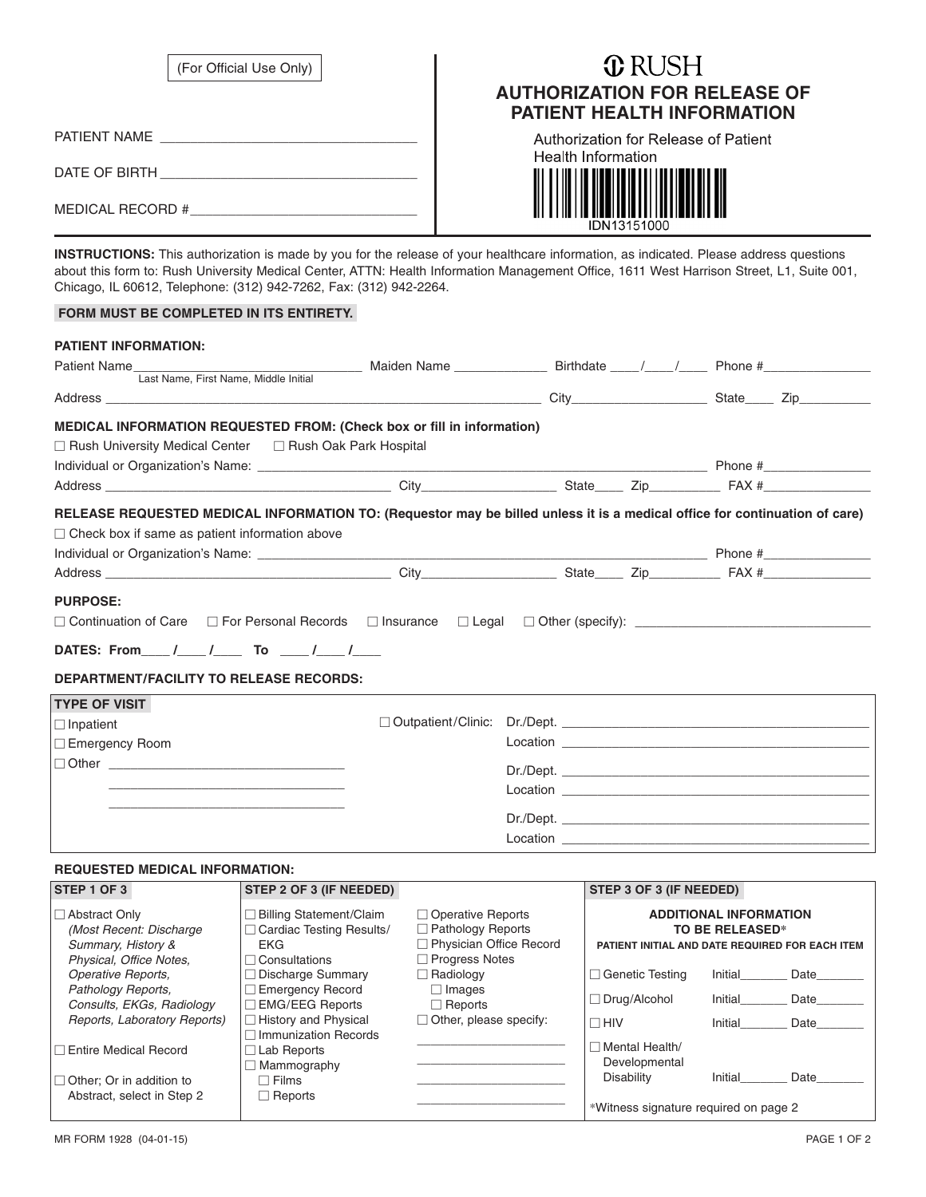(For Official Use Only)

PATIENT NAME ________________________________

DATE OF BIRTH ________________________________

MEDICAL RECORD # ______________________________

RUSH

# AUTHORIZATION FOR RELEASE OF PATIENT HEALTH INFORMATION

Authorization for Release of Patient Health Information

IDN13151000

**INSTRUCTIONS:** This authorization is made by you for the release of your healthcare information, as indicated. Please address questions about this form to: Rush University Medical Center, ATTN: Health Information Management Office, 1611 West Harrison Street, L1, Suite 001, Chicago, IL 60612, Telephone: (312) 942-7262, Fax: (312) 942-2264.

**FORM MUST BE COMPLETED IN ITS ENTIRETY.**

**PATIENT INFORMATION:**

Patient Name______________________________ (Last Name, First Name, Middle Initial) Maiden Name ____________ Birthdate ____/____/____ Phone #______________

Address ______________________________________________ City__________________ State____ Zip__________

**MEDICAL INFORMATION REQUESTED FROM: (Check box or fill in information)**

☐ Rush University Medical Center ☐ Rush Oak Park Hospital

Individual or Organization's Name: ____________________________________________ Phone #______________

Address ____________________________________ City__________________ State____ Zip__________ FAX #______________

**RELEASE REQUESTED MEDICAL INFORMATION TO: (Requestor may be billed unless it is a medical office for continuation of care)**

☐ Check box if same as patient information above

Individual or Organization's Name: ____________________________________________ Phone #______________

Address ____________________________________ City__________________ State____ Zip__________ FAX #______________

**PURPOSE:**

☐ Continuation of Care ☐ For Personal Records ☐ Insurance ☐ Legal ☐ Other (specify): ______________________________

**DATES: From____ /____ /____ To ____ /____ /____**

**DEPARTMENT/FACILITY TO RELEASE RECORDS:**

| TYPE OF VISIT | |
|---|---|
| ☐ Inpatient | ☐ Outpatient/Clinic: Dr./Dept. ______________________ |
| ☐ Emergency Room | Location ______________________ |
| ☐ Other ______________________ | Dr./Dept. ______________________ |
| ______________________ | Location ______________________ |
| ______________________ | Dr./Dept. ______________________ |
| | Location ______________________ |

**REQUESTED MEDICAL INFORMATION:**

| STEP 1 OF 3 | STEP 2 OF 3 (IF NEEDED) | | STEP 3 OF 3 (IF NEEDED) |
|---|---|---|---|
| ☐ Abstract Only *(Most Recent: Discharge Summary, History & Physical, Office Notes, Operative Reports, Pathology Reports, Consults, EKGs, Radiology Reports, Laboratory Reports)* | ☐ Billing Statement/Claim | ☐ Operative Reports | **ADDITIONAL INFORMATION TO BE RELEASED*** |
| | ☐ Cardiac Testing Results/ EKG | ☐ Pathology Reports | **PATIENT INITIAL AND DATE REQUIRED FOR EACH ITEM** |
| | ☐ Consultations | ☐ Physician Office Record | |
| | ☐ Discharge Summary | ☐ Progress Notes | ☐ Genetic Testing Initial_______ Date_______ |
| | ☐ Emergency Record | ☐ Radiology | ☐ Drug/Alcohol Initial_______ Date_______ |
| | ☐ EMG/EEG Reports | ☐ Images | ☐ HIV Initial_______ Date_______ |
| | ☐ History and Physical | ☐ Reports | ☐ Mental Health/ Developmental Disability Initial_______ Date_______ |
| | ☐ Immunization Records | ☐ Other, please specify: | |
| ☐ Entire Medical Record | ☐ Lab Reports | ______________________ | |
| | ☐ Mammography | ______________________ | |
| ☐ Other; Or in addition to Abstract, select in Step 2 | ☐ Films | ______________________ | |
| | ☐ Reports | ______________________ | *Witness signature required on page 2 |

MR FORM 1928 (04-01-15)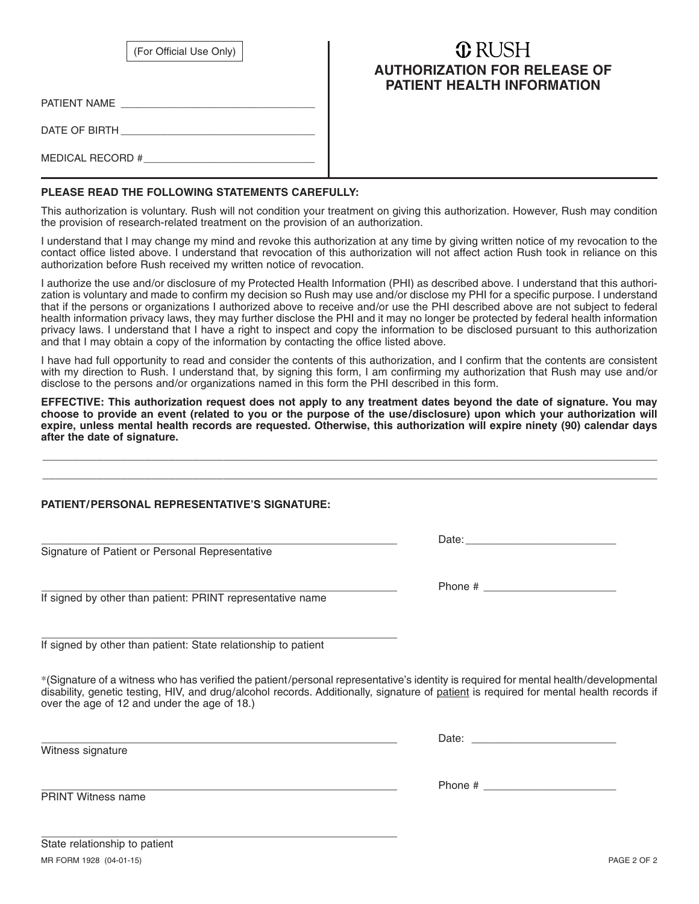(For Official Use Only)

PATIENT NAME ________________________________

DATE OF BIRTH ________________________________

MEDICAL RECORD # ______________________________

# RUSH

## AUTHORIZATION FOR RELEASE OF PATIENT HEALTH INFORMATION

**PLEASE READ THE FOLLOWING STATEMENTS CAREFULLY:**

This authorization is voluntary. Rush will not condition your treatment on giving this authorization. However, Rush may condition the provision of research-related treatment on the provision of an authorization.

I understand that I may change my mind and revoke this authorization at any time by giving written notice of my revocation to the contact office listed above. I understand that revocation of this authorization will not affect action Rush took in reliance on this authorization before Rush received my written notice of revocation.

I authorize the use and/or disclosure of my Protected Health Information (PHI) as described above. I understand that this authorization is voluntary and made to confirm my decision so Rush may use and/or disclose my PHI for a specific purpose. I understand that if the persons or organizations I authorized above to receive and/or use the PHI described above are not subject to federal health information privacy laws, they may further disclose the PHI and it may no longer be protected by federal health information privacy laws. I understand that I have a right to inspect and copy the information to be disclosed pursuant to this authorization and that I may obtain a copy of the information by contacting the office listed above.

I have had full opportunity to read and consider the contents of this authorization, and I confirm that the contents are consistent with my direction to Rush. I understand that, by signing this form, I am confirming my authorization that Rush may use and/or disclose to the persons and/or organizations named in this form the PHI described in this form.

**EFFECTIVE: This authorization request does not apply to any treatment dates beyond the date of signature. You may choose to provide an event (related to you or the purpose of the use/disclosure) upon which your authorization will expire, unless mental health records are requested. Otherwise, this authorization will expire ninety (90) calendar days after the date of signature.**

______________________________________________________________________________

______________________________________________________________________________

**PATIENT/PERSONAL REPRESENTATIVE'S SIGNATURE:**

______________________________________________ Date: ____________________

Signature of Patient or Personal Representative

______________________________________________ Phone # __________________

If signed by other than patient: PRINT representative name

______________________________________________

If signed by other than patient: State relationship to patient

*(Signature of a witness who has verified the patient/personal representative's identity is required for mental health/developmental disability, genetic testing, HIV, and drug/alcohol records. Additionally, signature of patient is required for mental health records if over the age of 12 and under the age of 18.)

______________________________________________ Date: ____________________

Witness signature

______________________________________________ Phone # __________________

PRINT Witness name

______________________________________________

State relationship to patient

MR FORM 1928 (04-01-15)